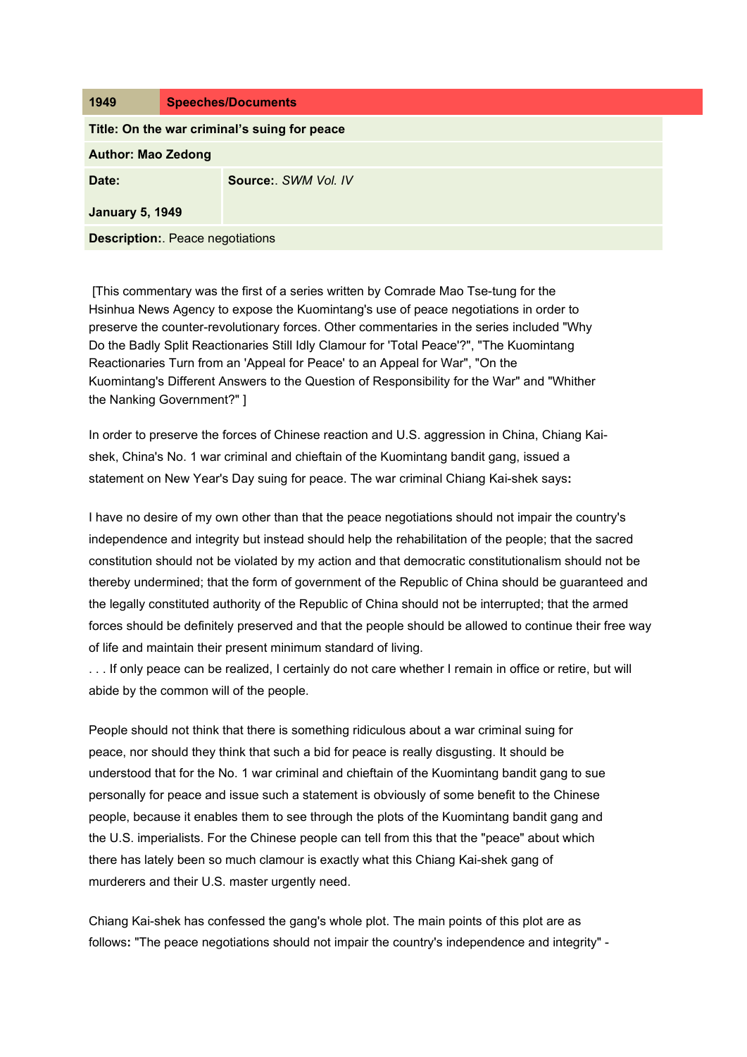| 1949 | Speeches/Documents |
|---|---|
| **Title: On the war criminal's suing for peace** | |
| **Author: Mao Zedong** | |
| **Date:** **January 5, 1949** | **Source:**. *SWM Vol. IV* |
| **Description:**. Peace negotiations | |

[This commentary was the first of a series written by Comrade Mao Tse-tung for the Hsinhua News Agency to expose the Kuomintang's use of peace negotiations in order to preserve the counter-revolutionary forces. Other commentaries in the series included "Why Do the Badly Split Reactionaries Still Idly Clamour for 'Total Peace'?", "The Kuomintang Reactionaries Turn from an 'Appeal for Peace' to an Appeal for War", "On the Kuomintang's Different Answers to the Question of Responsibility for the War" and "Whither the Nanking Government?" ]

In order to preserve the forces of Chinese reaction and U.S. aggression in China, Chiang Kai-shek, China's No. 1 war criminal and chieftain of the Kuomintang bandit gang, issued a statement on New Year's Day suing for peace. The war criminal Chiang Kai-shek says**:**

I have no desire of my own other than that the peace negotiations should not impair the country's independence and integrity but instead should help the rehabilitation of the people; that the sacred constitution should not be violated by my action and that democratic constitutionalism should not be thereby undermined; that the form of government of the Republic of China should be guaranteed and the legally constituted authority of the Republic of China should not be interrupted; that the armed forces should be definitely preserved and that the people should be allowed to continue their free way of life and maintain their present minimum standard of living.
. . . If only peace can be realized, I certainly do not care whether I remain in office or retire, but will abide by the common will of the people.

People should not think that there is something ridiculous about a war criminal suing for peace, nor should they think that such a bid for peace is really disgusting. It should be understood that for the No. 1 war criminal and chieftain of the Kuomintang bandit gang to sue personally for peace and issue such a statement is obviously of some benefit to the Chinese people, because it enables them to see through the plots of the Kuomintang bandit gang and the U.S. imperialists. For the Chinese people can tell from this that the "peace" about which there has lately been so much clamour is exactly what this Chiang Kai-shek gang of murderers and their U.S. master urgently need.

Chiang Kai-shek has confessed the gang's whole plot. The main points of this plot are as follows**:** "The peace negotiations should not impair the country's independence and integrity" -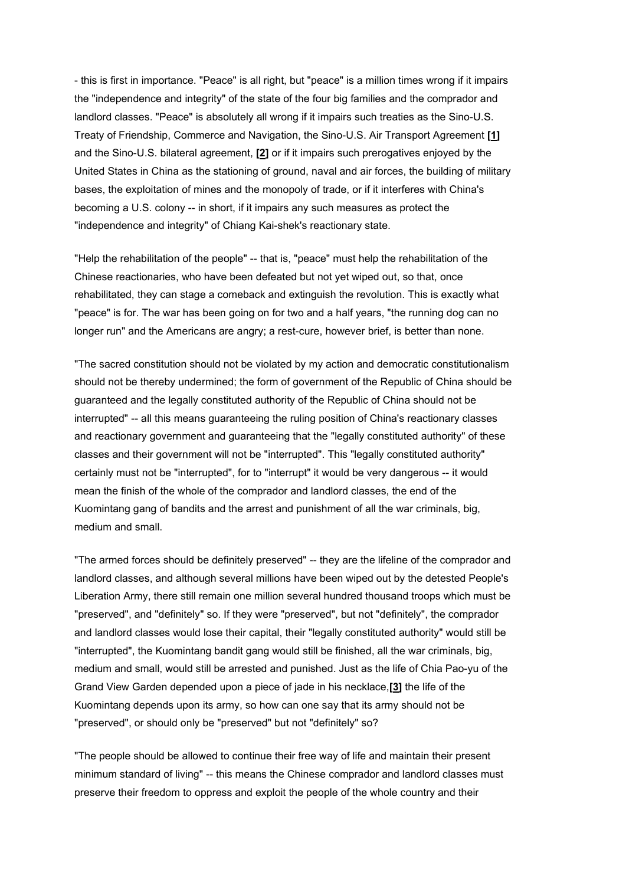- this is first in importance. "Peace" is all right, but "peace" is a million times wrong if it impairs the "independence and integrity" of the state of the four big families and the comprador and landlord classes. "Peace" is absolutely all wrong if it impairs such treaties as the Sino-U.S. Treaty of Friendship, Commerce and Navigation, the Sino-U.S. Air Transport Agreement **[1]** and the Sino-U.S. bilateral agreement, **[2]** or if it impairs such prerogatives enjoyed by the United States in China as the stationing of ground, naval and air forces, the building of military bases, the exploitation of mines and the monopoly of trade, or if it interferes with China's becoming a U.S. colony -- in short, if it impairs any such measures as protect the "independence and integrity" of Chiang Kai-shek's reactionary state.

"Help the rehabilitation of the people" -- that is, "peace" must help the rehabilitation of the Chinese reactionaries, who have been defeated but not yet wiped out, so that, once rehabilitated, they can stage a comeback and extinguish the revolution. This is exactly what "peace" is for. The war has been going on for two and a half years, "the running dog can no longer run" and the Americans are angry; a rest-cure, however brief, is better than none.

"The sacred constitution should not be violated by my action and democratic constitutionalism should not be thereby undermined; the form of government of the Republic of China should be guaranteed and the legally constituted authority of the Republic of China should not be interrupted" -- all this means guaranteeing the ruling position of China's reactionary classes and reactionary government and guaranteeing that the "legally constituted authority" of these classes and their government will not be "interrupted". This "legally constituted authority" certainly must not be "interrupted", for to "interrupt" it would be very dangerous -- it would mean the finish of the whole of the comprador and landlord classes, the end of the Kuomintang gang of bandits and the arrest and punishment of all the war criminals, big, medium and small.

"The armed forces should be definitely preserved" -- they are the lifeline of the comprador and landlord classes, and although several millions have been wiped out by the detested People's Liberation Army, there still remain one million several hundred thousand troops which must be "preserved", and "definitely" so. If they were "preserved", but not "definitely", the comprador and landlord classes would lose their capital, their "legally constituted authority" would still be "interrupted", the Kuomintang bandit gang would still be finished, all the war criminals, big, medium and small, would still be arrested and punished. Just as the life of Chia Pao-yu of the Grand View Garden depended upon a piece of jade in his necklace,**[3]** the life of the Kuomintang depends upon its army, so how can one say that its army should not be "preserved", or should only be "preserved" but not "definitely" so?

"The people should be allowed to continue their free way of life and maintain their present minimum standard of living" -- this means the Chinese comprador and landlord classes must preserve their freedom to oppress and exploit the people of the whole country and their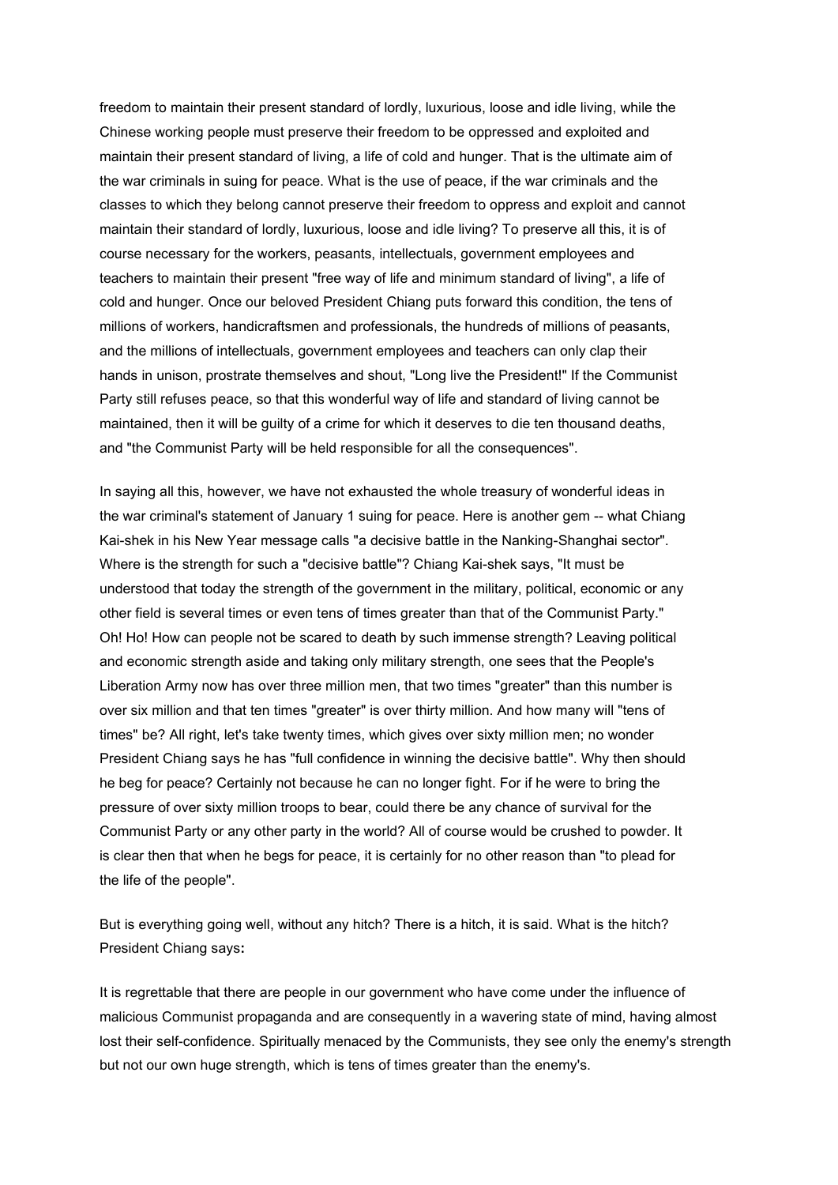freedom to maintain their present standard of lordly, luxurious, loose and idle living, while the Chinese working people must preserve their freedom to be oppressed and exploited and maintain their present standard of living, a life of cold and hunger. That is the ultimate aim of the war criminals in suing for peace. What is the use of peace, if the war criminals and the classes to which they belong cannot preserve their freedom to oppress and exploit and cannot maintain their standard of lordly, luxurious, loose and idle living? To preserve all this, it is of course necessary for the workers, peasants, intellectuals, government employees and teachers to maintain their present "free way of life and minimum standard of living", a life of cold and hunger. Once our beloved President Chiang puts forward this condition, the tens of millions of workers, handicraftsmen and professionals, the hundreds of millions of peasants, and the millions of intellectuals, government employees and teachers can only clap their hands in unison, prostrate themselves and shout, "Long live the President!" If the Communist Party still refuses peace, so that this wonderful way of life and standard of living cannot be maintained, then it will be guilty of a crime for which it deserves to die ten thousand deaths, and "the Communist Party will be held responsible for all the consequences".

In saying all this, however, we have not exhausted the whole treasury of wonderful ideas in the war criminal's statement of January 1 suing for peace. Here is another gem -- what Chiang Kai-shek in his New Year message calls "a decisive battle in the Nanking-Shanghai sector". Where is the strength for such a "decisive battle"? Chiang Kai-shek says, "It must be understood that today the strength of the government in the military, political, economic or any other field is several times or even tens of times greater than that of the Communist Party." Oh! Ho! How can people not be scared to death by such immense strength? Leaving political and economic strength aside and taking only military strength, one sees that the People's Liberation Army now has over three million men, that two times "greater" than this number is over six million and that ten times "greater" is over thirty million. And how many will "tens of times" be? All right, let's take twenty times, which gives over sixty million men; no wonder President Chiang says he has "full confidence in winning the decisive battle". Why then should he beg for peace? Certainly not because he can no longer fight. For if he were to bring the pressure of over sixty million troops to bear, could there be any chance of survival for the Communist Party or any other party in the world? All of course would be crushed to powder. It is clear then that when he begs for peace, it is certainly for no other reason than "to plead for the life of the people".

But is everything going well, without any hitch? There is a hitch, it is said. What is the hitch? President Chiang says**:**

It is regrettable that there are people in our government who have come under the influence of malicious Communist propaganda and are consequently in a wavering state of mind, having almost lost their self-confidence. Spiritually menaced by the Communists, they see only the enemy's strength but not our own huge strength, which is tens of times greater than the enemy's.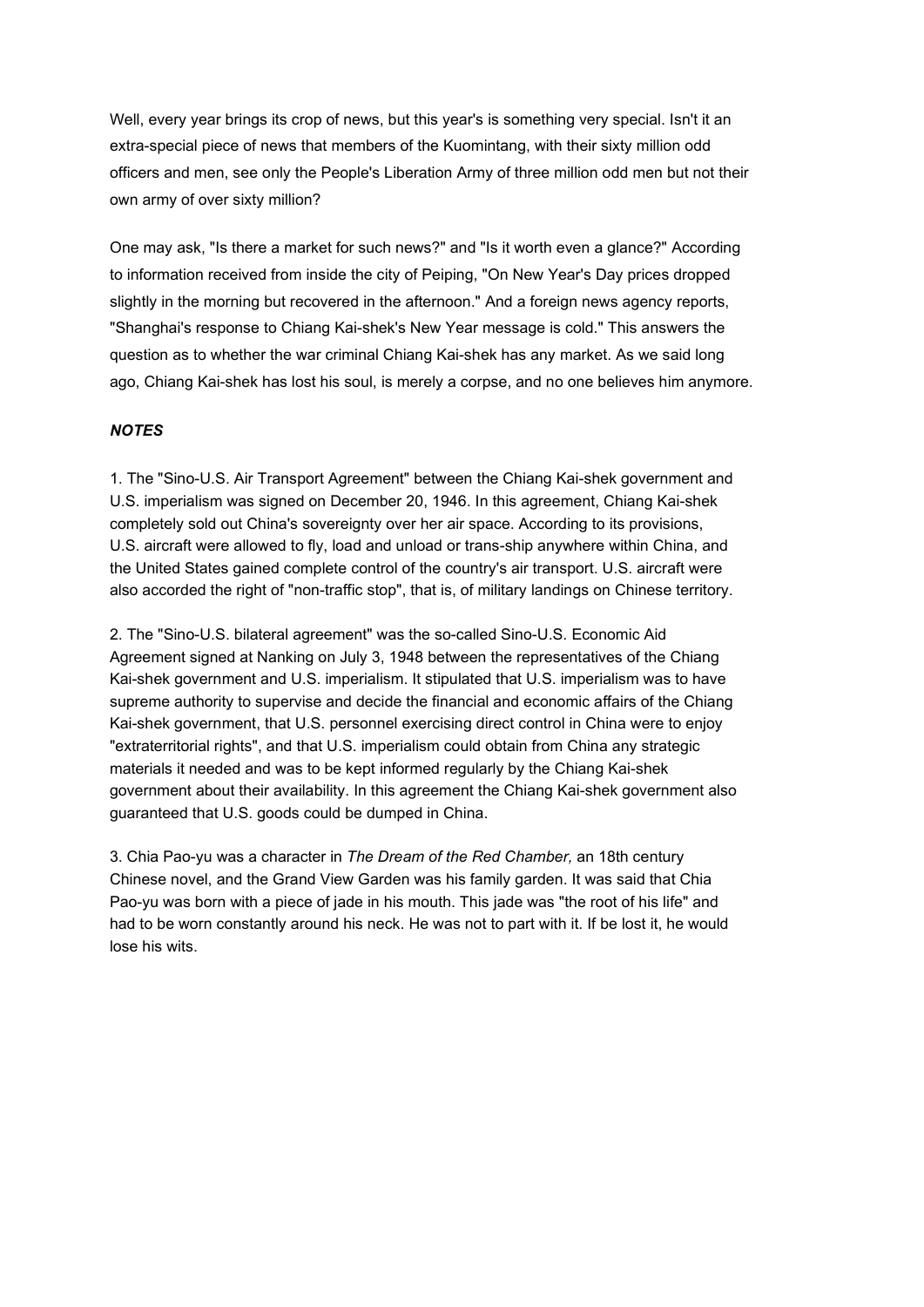Well, every year brings its crop of news, but this year's is something very special. Isn't it an extra-special piece of news that members of the Kuomintang, with their sixty million odd officers and men, see only the People's Liberation Army of three million odd men but not their own army of over sixty million?

One may ask, "Is there a market for such news?" and "Is it worth even a glance?" According to information received from inside the city of Peiping, "On New Year's Day prices dropped slightly in the morning but recovered in the afternoon." And a foreign news agency reports, "Shanghai's response to Chiang Kai-shek's New Year message is cold." This answers the question as to whether the war criminal Chiang Kai-shek has any market. As we said long ago, Chiang Kai-shek has lost his soul, is merely a corpse, and no one believes him anymore.

### *NOTES*

1. The "Sino-U.S. Air Transport Agreement" between the Chiang Kai-shek government and U.S. imperialism was signed on December 20, 1946. In this agreement, Chiang Kai-shek completely sold out China's sovereignty over her air space. According to its provisions, U.S. aircraft were allowed to fly, load and unload or trans-ship anywhere within China, and the United States gained complete control of the country's air transport. U.S. aircraft were also accorded the right of "non-traffic stop", that is, of military landings on Chinese territory.

2. The "Sino-U.S. bilateral agreement" was the so-called Sino-U.S. Economic Aid Agreement signed at Nanking on July 3, 1948 between the representatives of the Chiang Kai-shek government and U.S. imperialism. It stipulated that U.S. imperialism was to have supreme authority to supervise and decide the financial and economic affairs of the Chiang Kai-shek government, that U.S. personnel exercising direct control in China were to enjoy "extraterritorial rights", and that U.S. imperialism could obtain from China any strategic materials it needed and was to be kept informed regularly by the Chiang Kai-shek government about their availability. In this agreement the Chiang Kai-shek government also guaranteed that U.S. goods could be dumped in China.

3. Chia Pao-yu was a character in *The Dream of the Red Chamber,* an 18th century Chinese novel, and the Grand View Garden was his family garden. It was said that Chia Pao-yu was born with a piece of jade in his mouth. This jade was "the root of his life" and had to be worn constantly around his neck. He was not to part with it. If be lost it, he would lose his wits.